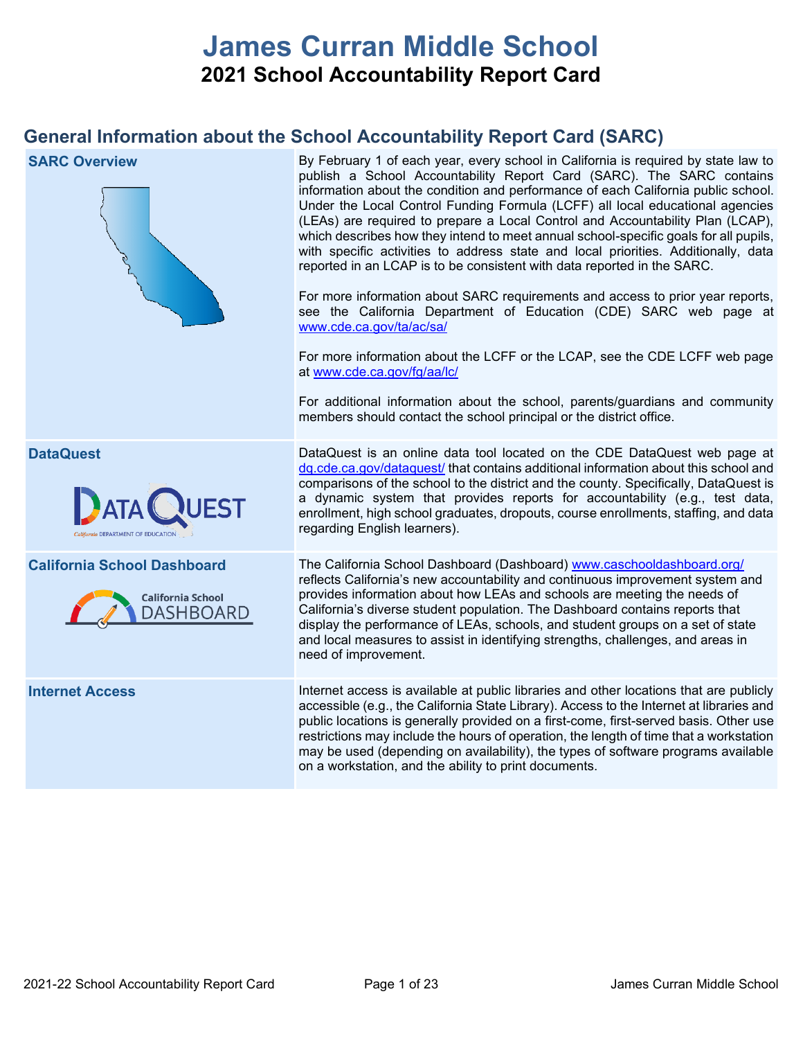# James Curran Middle School

## 2021 School Accountability Report Card

## General Information about the School Accountability Report Card (SARC)

| | |
|---|---|
| **SARC Overview** | By February 1 of each year, every school in California is required by state law to publish a School Accountability Report Card (SARC). The SARC contains information about the condition and performance of each California public school. Under the Local Control Funding Formula (LCFF) all local educational agencies (LEAs) are required to prepare a Local Control and Accountability Plan (LCAP), which describes how they intend to meet annual school-specific goals for all pupils, with specific activities to address state and local priorities. Additionally, data reported in an LCAP is to be consistent with data reported in the SARC.<br><br>For more information about SARC requirements and access to prior year reports, see the California Department of Education (CDE) SARC web page at www.cde.ca.gov/ta/ac/sa/<br><br>For more information about the LCFF or the LCAP, see the CDE LCFF web page at www.cde.ca.gov/fg/aa/lc/<br><br>For additional information about the school, parents/guardians and community members should contact the school principal or the district office. |
| **DataQuest** | DataQuest is an online data tool located on the CDE DataQuest web page at dq.cde.ca.gov/dataquest/ that contains additional information about this school and comparisons of the school to the district and the county. Specifically, DataQuest is a dynamic system that provides reports for accountability (e.g., test data, enrollment, high school graduates, dropouts, course enrollments, staffing, and data regarding English learners). |
| **California School Dashboard** | The California School Dashboard (Dashboard) www.caschooldashboard.org/ reflects California's new accountability and continuous improvement system and provides information about how LEAs and schools are meeting the needs of California's diverse student population. The Dashboard contains reports that display the performance of LEAs, schools, and student groups on a set of state and local measures to assist in identifying strengths, challenges, and areas in need of improvement. |
| **Internet Access** | Internet access is available at public libraries and other locations that are publicly accessible (e.g., the California State Library). Access to the Internet at libraries and public locations is generally provided on a first-come, first-served basis. Other use restrictions may include the hours of operation, the length of time that a workstation may be used (depending on availability), the types of software programs available on a workstation, and the ability to print documents. |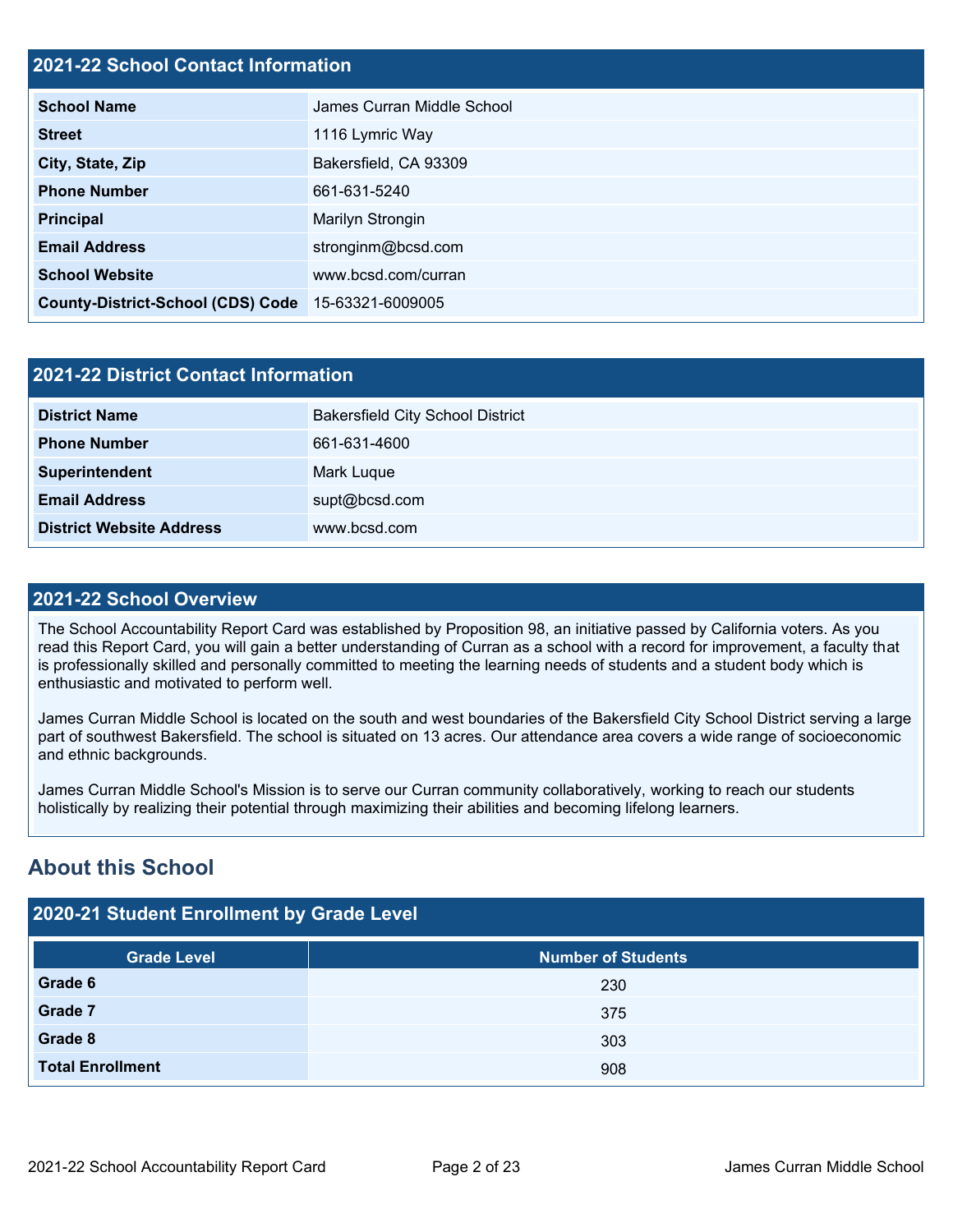## 2021-22 School Contact Information

| 2021-22 School Contact Information | |
|---|---|
| **School Name** | James Curran Middle School |
| **Street** | 1116 Lymric Way |
| **City, State, Zip** | Bakersfield, CA 93309 |
| **Phone Number** | 661-631-5240 |
| **Principal** | Marilyn Strongin |
| **Email Address** | stronginm@bcsd.com |
| **School Website** | www.bcsd.com/curran |
| **County-District-School (CDS) Code** | 15-63321-6009005 |

## 2021-22 District Contact Information

| 2021-22 District Contact Information | |
|---|---|
| **District Name** | Bakersfield City School District |
| **Phone Number** | 661-631-4600 |
| **Superintendent** | Mark Luque |
| **Email Address** | supt@bcsd.com |
| **District Website Address** | www.bcsd.com |

## 2021-22 School Overview

The School Accountability Report Card was established by Proposition 98, an initiative passed by California voters. As you read this Report Card, you will gain a better understanding of Curran as a school with a record for improvement, a faculty that is professionally skilled and personally committed to meeting the learning needs of students and a student body which is enthusiastic and motivated to perform well.

James Curran Middle School is located on the south and west boundaries of the Bakersfield City School District serving a large part of southwest Bakersfield. The school is situated on 13 acres. Our attendance area covers a wide range of socioeconomic and ethnic backgrounds.

James Curran Middle School's Mission is to serve our Curran community collaboratively, working to reach our students holistically by realizing their potential through maximizing their abilities and becoming lifelong learners.

## About this School

### 2020-21 Student Enrollment by Grade Level

| Grade Level | Number of Students |
|---|---|
| **Grade 6** | 230 |
| **Grade 7** | 375 |
| **Grade 8** | 303 |
| **Total Enrollment** | 908 |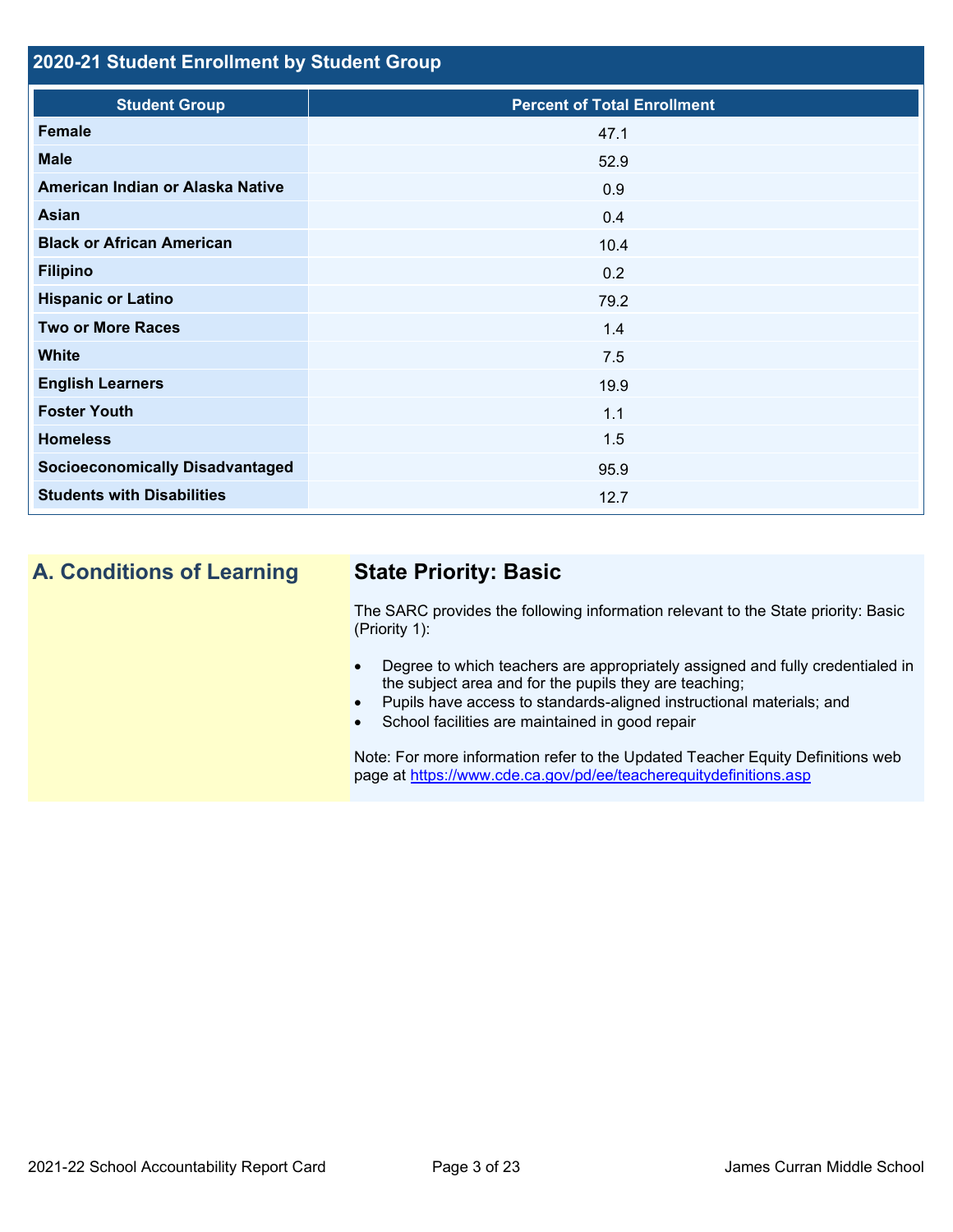## 2020-21 Student Enrollment by Student Group

| Student Group | Percent of Total Enrollment |
|---|---|
| Female | 47.1 |
| Male | 52.9 |
| American Indian or Alaska Native | 0.9 |
| Asian | 0.4 |
| Black or African American | 10.4 |
| Filipino | 0.2 |
| Hispanic or Latino | 79.2 |
| Two or More Races | 1.4 |
| White | 7.5 |
| English Learners | 19.9 |
| Foster Youth | 1.1 |
| Homeless | 1.5 |
| Socioeconomically Disadvantaged | 95.9 |
| Students with Disabilities | 12.7 |

## A. Conditions of Learning

### State Priority: Basic

The SARC provides the following information relevant to the State priority: Basic (Priority 1):

- Degree to which teachers are appropriately assigned and fully credentialed in the subject area and for the pupils they are teaching;
- Pupils have access to standards-aligned instructional materials; and
- School facilities are maintained in good repair

Note: For more information refer to the Updated Teacher Equity Definitions web page at https://www.cde.ca.gov/pd/ee/teacherequitydefinitions.asp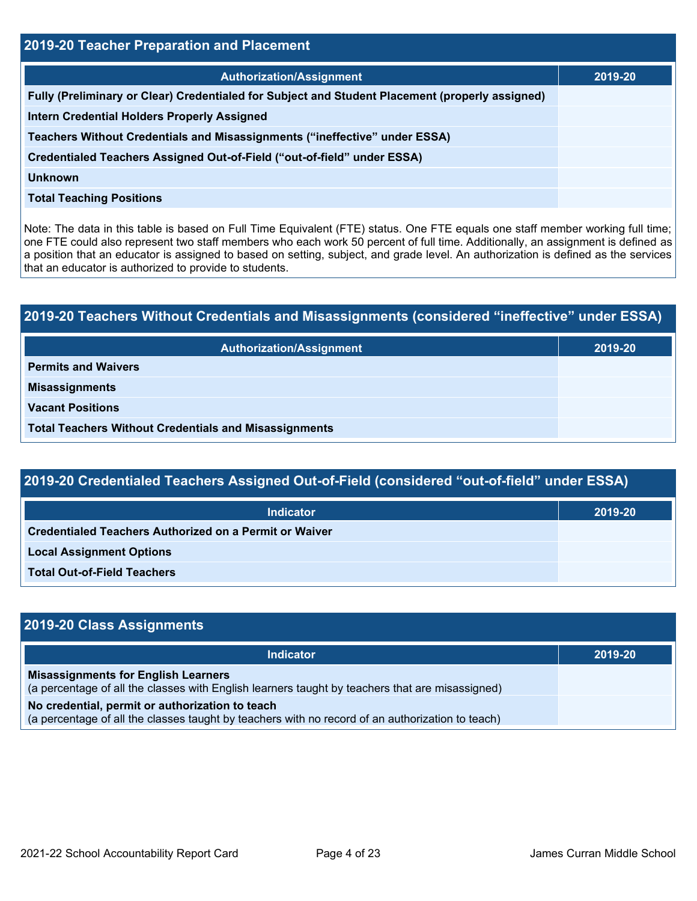## 2019-20 Teacher Preparation and Placement

| Authorization/Assignment | 2019-20 |
| --- | --- |
| Fully (Preliminary or Clear) Credentialed for Subject and Student Placement (properly assigned) | |
| Intern Credential Holders Properly Assigned | |
| Teachers Without Credentials and Misassignments ("ineffective" under ESSA) | |
| Credentialed Teachers Assigned Out-of-Field ("out-of-field" under ESSA) | |
| Unknown | |
| Total Teaching Positions | |

Note: The data in this table is based on Full Time Equivalent (FTE) status. One FTE equals one staff member working full time; one FTE could also represent two staff members who each work 50 percent of full time. Additionally, an assignment is defined as a position that an educator is assigned to based on setting, subject, and grade level. An authorization is defined as the services that an educator is authorized to provide to students.

## 2019-20 Teachers Without Credentials and Misassignments (considered "ineffective" under ESSA)

| Authorization/Assignment | 2019-20 |
| --- | --- |
| Permits and Waivers | |
| Misassignments | |
| Vacant Positions | |
| Total Teachers Without Credentials and Misassignments | |

## 2019-20 Credentialed Teachers Assigned Out-of-Field (considered "out-of-field" under ESSA)

| Indicator | 2019-20 |
| --- | --- |
| Credentialed Teachers Authorized on a Permit or Waiver | |
| Local Assignment Options | |
| Total Out-of-Field Teachers | |

## 2019-20 Class Assignments

| Indicator | 2019-20 |
| --- | --- |
| **Misassignments for English Learners** (a percentage of all the classes with English learners taught by teachers that are misassigned) | |
| **No credential, permit or authorization to teach** (a percentage of all the classes taught by teachers with no record of an authorization to teach) | |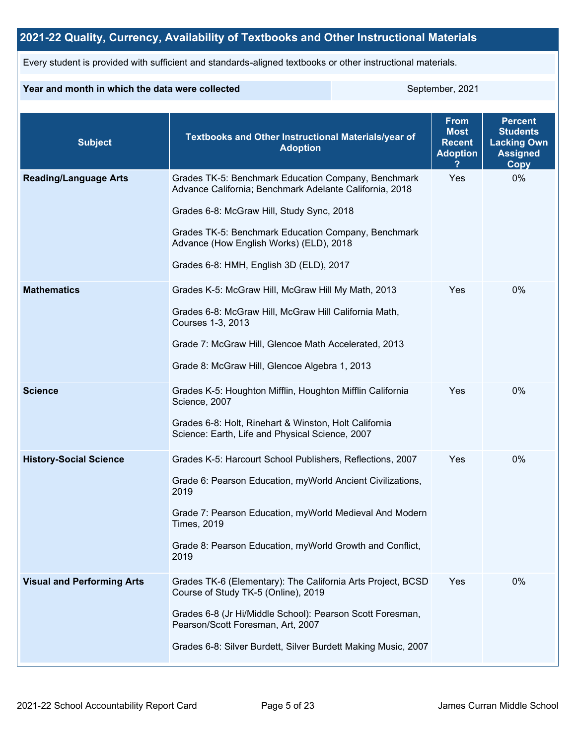## 2021-22 Quality, Currency, Availability of Textbooks and Other Instructional Materials

Every student is provided with sufficient and standards-aligned textbooks or other instructional materials.

| Year and month in which the data were collected | September, 2021 |
| --- | --- |

| Subject | Textbooks and Other Instructional Materials/year of Adoption | From Most Recent Adoption ? | Percent Students Lacking Own Assigned Copy |
| --- | --- | --- | --- |
| **Reading/Language Arts** | Grades TK-5: Benchmark Education Company, Benchmark Advance California; Benchmark Adelante California, 2018<br><br>Grades 6-8: McGraw Hill, Study Sync, 2018<br><br>Grades TK-5: Benchmark Education Company, Benchmark Advance (How English Works) (ELD), 2018<br><br>Grades 6-8: HMH, English 3D (ELD), 2017 | Yes | 0% |
| **Mathematics** | Grades K-5: McGraw Hill, McGraw Hill My Math, 2013<br><br>Grades 6-8: McGraw Hill, McGraw Hill California Math, Courses 1-3, 2013<br><br>Grade 7: McGraw Hill, Glencoe Math Accelerated, 2013<br><br>Grade 8: McGraw Hill, Glencoe Algebra 1, 2013 | Yes | 0% |
| **Science** | Grades K-5: Houghton Mifflin, Houghton Mifflin California Science, 2007<br><br>Grades 6-8: Holt, Rinehart & Winston, Holt California Science: Earth, Life and Physical Science, 2007 | Yes | 0% |
| **History-Social Science** | Grades K-5: Harcourt School Publishers, Reflections, 2007<br><br>Grade 6: Pearson Education, myWorld Ancient Civilizations, 2019<br><br>Grade 7: Pearson Education, myWorld Medieval And Modern Times, 2019<br><br>Grade 8: Pearson Education, myWorld Growth and Conflict, 2019 | Yes | 0% |
| **Visual and Performing Arts** | Grades TK-6 (Elementary): The California Arts Project, BCSD Course of Study TK-5 (Online), 2019<br><br>Grades 6-8 (Jr Hi/Middle School): Pearson Scott Foresman, Pearson/Scott Foresman, Art, 2007<br><br>Grades 6-8: Silver Burdett, Silver Burdett Making Music, 2007 | Yes | 0% |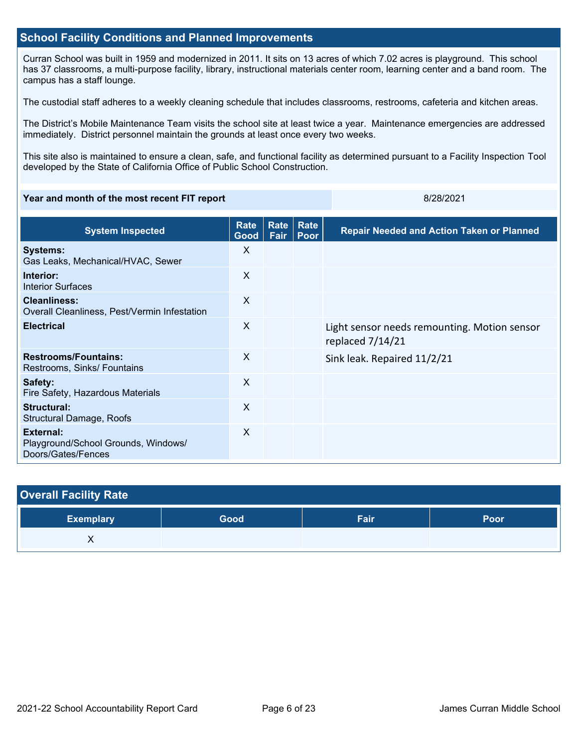## School Facility Conditions and Planned Improvements

Curran School was built in 1959 and modernized in 2011. It sits on 13 acres of which 7.02 acres is playground. This school has 37 classrooms, a multi-purpose facility, library, instructional materials center room, learning center and a band room. The campus has a staff lounge.

The custodial staff adheres to a weekly cleaning schedule that includes classrooms, restrooms, cafeteria and kitchen areas.

The District's Mobile Maintenance Team visits the school site at least twice a year. Maintenance emergencies are addressed immediately. District personnel maintain the grounds at least once every two weeks.

This site also is maintained to ensure a clean, safe, and functional facility as determined pursuant to a Facility Inspection Tool developed by the State of California Office of Public School Construction.

| Year and month of the most recent FIT report | 8/28/2021 |
|---|---|

| System Inspected | Rate Good | Rate Fair | Rate Poor | Repair Needed and Action Taken or Planned |
|---|---|---|---|---|
| **Systems:** Gas Leaks, Mechanical/HVAC, Sewer | X | | | |
| **Interior:** Interior Surfaces | X | | | |
| **Cleanliness:** Overall Cleanliness, Pest/Vermin Infestation | X | | | |
| **Electrical** | X | | | Light sensor needs remounting. Motion sensor replaced 7/14/21 |
| **Restrooms/Fountains:** Restrooms, Sinks/ Fountains | X | | | Sink leak. Repaired 11/2/21 |
| **Safety:** Fire Safety, Hazardous Materials | X | | | |
| **Structural:** Structural Damage, Roofs | X | | | |
| **External:** Playground/School Grounds, Windows/ Doors/Gates/Fences | X | | | |

## Overall Facility Rate

| Exemplary | Good | Fair | Poor |
|---|---|---|---|
| X | | | |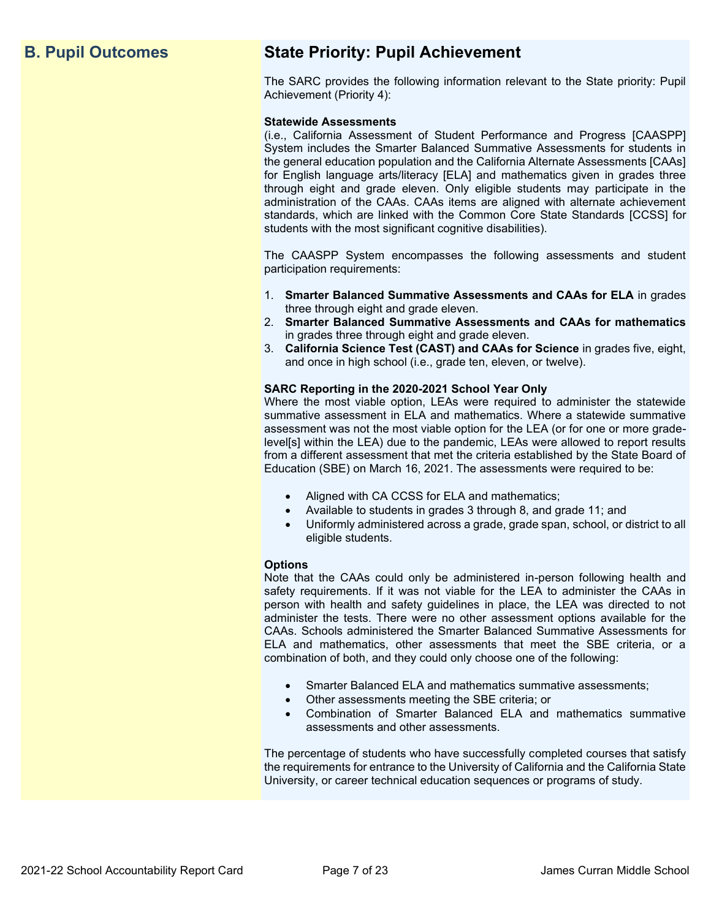## B. Pupil Outcomes

## State Priority: Pupil Achievement

The SARC provides the following information relevant to the State priority: Pupil Achievement (Priority 4):

**Statewide Assessments**
(i.e., California Assessment of Student Performance and Progress [CAASPP] System includes the Smarter Balanced Summative Assessments for students in the general education population and the California Alternate Assessments [CAAs] for English language arts/literacy [ELA] and mathematics given in grades three through eight and grade eleven. Only eligible students may participate in the administration of the CAAs. CAAs items are aligned with alternate achievement standards, which are linked with the Common Core State Standards [CCSS] for students with the most significant cognitive disabilities).

The CAASPP System encompasses the following assessments and student participation requirements:

1. **Smarter Balanced Summative Assessments and CAAs for ELA** in grades three through eight and grade eleven.
2. **Smarter Balanced Summative Assessments and CAAs for mathematics** in grades three through eight and grade eleven.
3. **California Science Test (CAST) and CAAs for Science** in grades five, eight, and once in high school (i.e., grade ten, eleven, or twelve).

**SARC Reporting in the 2020-2021 School Year Only**
Where the most viable option, LEAs were required to administer the statewide summative assessment in ELA and mathematics. Where a statewide summative assessment was not the most viable option for the LEA (or for one or more grade-level[s] within the LEA) due to the pandemic, LEAs were allowed to report results from a different assessment that met the criteria established by the State Board of Education (SBE) on March 16, 2021. The assessments were required to be:

- Aligned with CA CCSS for ELA and mathematics;
- Available to students in grades 3 through 8, and grade 11; and
- Uniformly administered across a grade, grade span, school, or district to all eligible students.

**Options**
Note that the CAAs could only be administered in-person following health and safety requirements. If it was not viable for the LEA to administer the CAAs in person with health and safety guidelines in place, the LEA was directed to not administer the tests. There were no other assessment options available for the CAAs. Schools administered the Smarter Balanced Summative Assessments for ELA and mathematics, other assessments that meet the SBE criteria, or a combination of both, and they could only choose one of the following:

- Smarter Balanced ELA and mathematics summative assessments;
- Other assessments meeting the SBE criteria; or
- Combination of Smarter Balanced ELA and mathematics summative assessments and other assessments.

The percentage of students who have successfully completed courses that satisfy the requirements for entrance to the University of California and the California State University, or career technical education sequences or programs of study.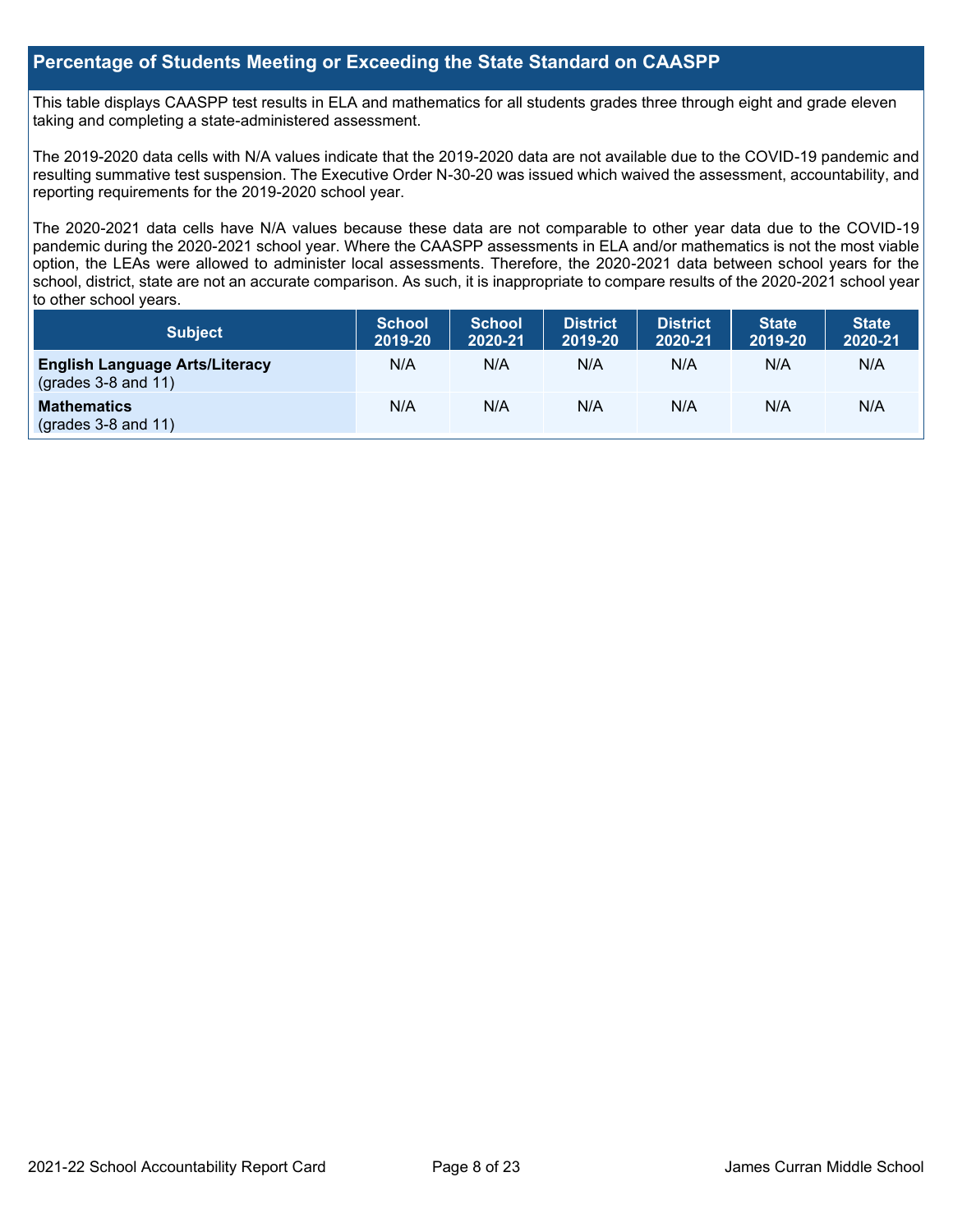## Percentage of Students Meeting or Exceeding the State Standard on CAASPP

This table displays CAASPP test results in ELA and mathematics for all students grades three through eight and grade eleven taking and completing a state-administered assessment.

The 2019-2020 data cells with N/A values indicate that the 2019-2020 data are not available due to the COVID-19 pandemic and resulting summative test suspension. The Executive Order N-30-20 was issued which waived the assessment, accountability, and reporting requirements for the 2019-2020 school year.

The 2020-2021 data cells have N/A values because these data are not comparable to other year data due to the COVID-19 pandemic during the 2020-2021 school year. Where the CAASPP assessments in ELA and/or mathematics is not the most viable option, the LEAs were allowed to administer local assessments. Therefore, the 2020-2021 data between school years for the school, district, state are not an accurate comparison. As such, it is inappropriate to compare results of the 2020-2021 school year to other school years.

| Subject | School 2019-20 | School 2020-21 | District 2019-20 | District 2020-21 | State 2019-20 | State 2020-21 |
|---|---|---|---|---|---|---|
| **English Language Arts/Literacy** (grades 3-8 and 11) | N/A | N/A | N/A | N/A | N/A | N/A |
| **Mathematics** (grades 3-8 and 11) | N/A | N/A | N/A | N/A | N/A | N/A |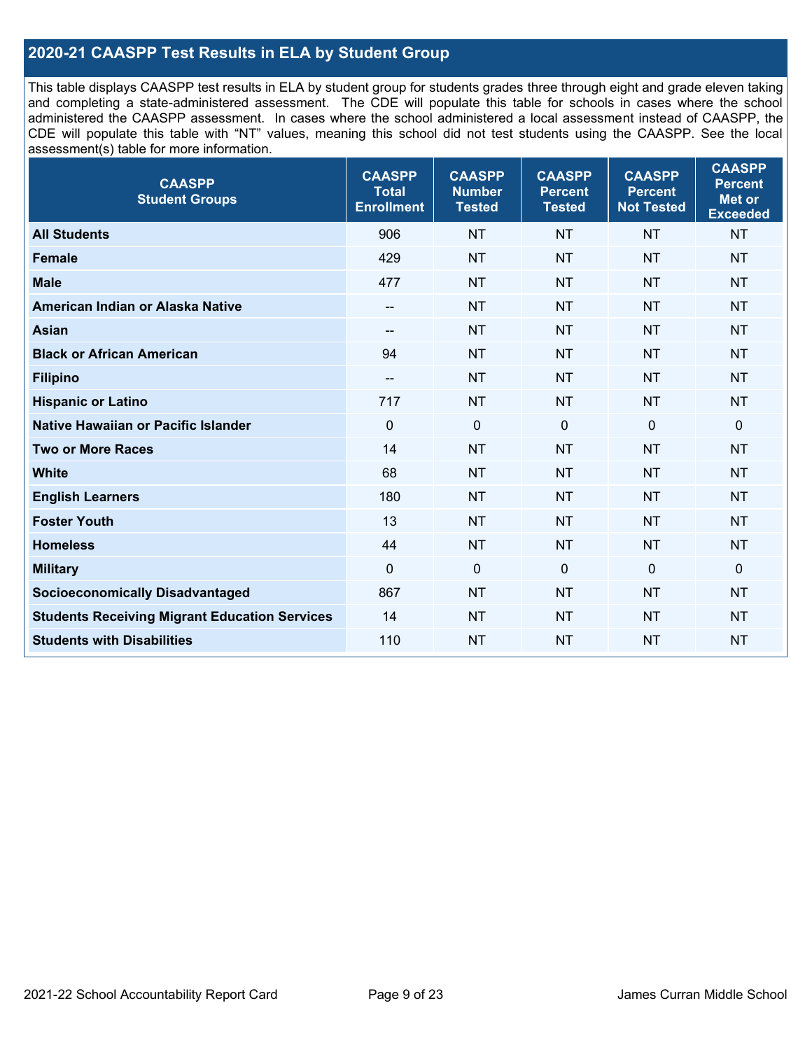## 2020-21 CAASPP Test Results in ELA by Student Group

This table displays CAASPP test results in ELA by student group for students grades three through eight and grade eleven taking and completing a state-administered assessment. The CDE will populate this table for schools in cases where the school administered the CAASPP assessment. In cases where the school administered a local assessment instead of CAASPP, the CDE will populate this table with "NT" values, meaning this school did not test students using the CAASPP. See the local assessment(s) table for more information.

| CAASPP Student Groups | CAASPP Total Enrollment | CAASPP Number Tested | CAASPP Percent Tested | CAASPP Percent Not Tested | CAASPP Percent Met or Exceeded |
|---|---|---|---|---|---|
| **All Students** | 906 | NT | NT | NT | NT |
| **Female** | 429 | NT | NT | NT | NT |
| **Male** | 477 | NT | NT | NT | NT |
| **American Indian or Alaska Native** | -- | NT | NT | NT | NT |
| **Asian** | -- | NT | NT | NT | NT |
| **Black or African American** | 94 | NT | NT | NT | NT |
| **Filipino** | -- | NT | NT | NT | NT |
| **Hispanic or Latino** | 717 | NT | NT | NT | NT |
| **Native Hawaiian or Pacific Islander** | 0 | 0 | 0 | 0 | 0 |
| **Two or More Races** | 14 | NT | NT | NT | NT |
| **White** | 68 | NT | NT | NT | NT |
| **English Learners** | 180 | NT | NT | NT | NT |
| **Foster Youth** | 13 | NT | NT | NT | NT |
| **Homeless** | 44 | NT | NT | NT | NT |
| **Military** | 0 | 0 | 0 | 0 | 0 |
| **Socioeconomically Disadvantaged** | 867 | NT | NT | NT | NT |
| **Students Receiving Migrant Education Services** | 14 | NT | NT | NT | NT |
| **Students with Disabilities** | 110 | NT | NT | NT | NT |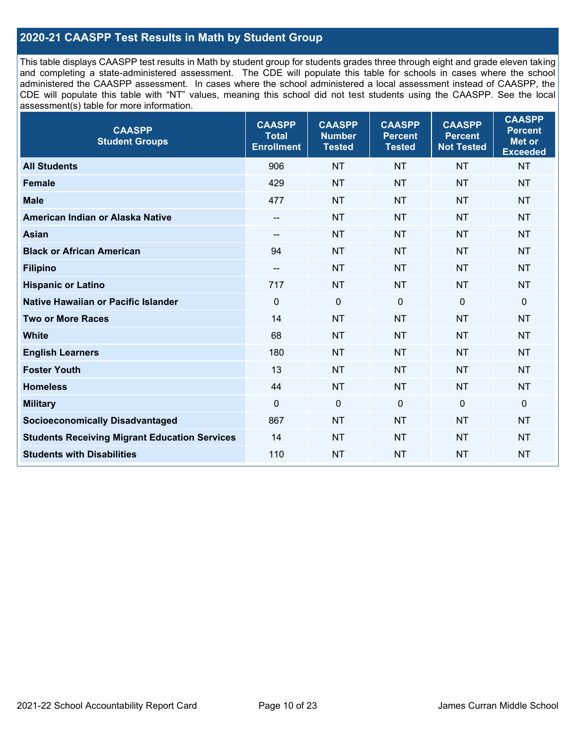## 2020-21 CAASPP Test Results in Math by Student Group

This table displays CAASPP test results in Math by student group for students grades three through eight and grade eleven taking and completing a state-administered assessment. The CDE will populate this table for schools in cases where the school administered the CAASPP assessment. In cases where the school administered a local assessment instead of CAASPP, the CDE will populate this table with "NT" values, meaning this school did not test students using the CAASPP. See the local assessment(s) table for more information.

| CAASPP Student Groups | CAASPP Total Enrollment | CAASPP Number Tested | CAASPP Percent Tested | CAASPP Percent Not Tested | CAASPP Percent Met or Exceeded |
|---|---|---|---|---|---|
| **All Students** | 906 | NT | NT | NT | NT |
| **Female** | 429 | NT | NT | NT | NT |
| **Male** | 477 | NT | NT | NT | NT |
| **American Indian or Alaska Native** | -- | NT | NT | NT | NT |
| **Asian** | -- | NT | NT | NT | NT |
| **Black or African American** | 94 | NT | NT | NT | NT |
| **Filipino** | -- | NT | NT | NT | NT |
| **Hispanic or Latino** | 717 | NT | NT | NT | NT |
| **Native Hawaiian or Pacific Islander** | 0 | 0 | 0 | 0 | 0 |
| **Two or More Races** | 14 | NT | NT | NT | NT |
| **White** | 68 | NT | NT | NT | NT |
| **English Learners** | 180 | NT | NT | NT | NT |
| **Foster Youth** | 13 | NT | NT | NT | NT |
| **Homeless** | 44 | NT | NT | NT | NT |
| **Military** | 0 | 0 | 0 | 0 | 0 |
| **Socioeconomically Disadvantaged** | 867 | NT | NT | NT | NT |
| **Students Receiving Migrant Education Services** | 14 | NT | NT | NT | NT |
| **Students with Disabilities** | 110 | NT | NT | NT | NT |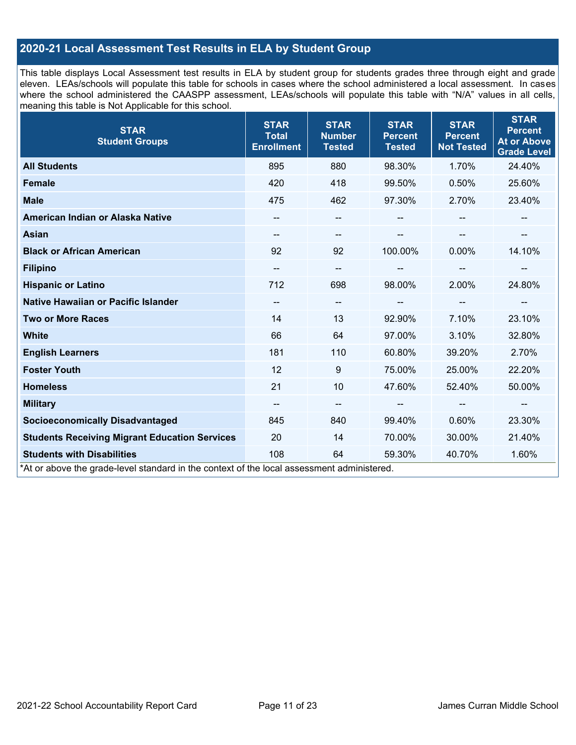## 2020-21 Local Assessment Test Results in ELA by Student Group

This table displays Local Assessment test results in ELA by student group for students grades three through eight and grade eleven. LEAs/schools will populate this table for schools in cases where the school administered a local assessment. In cases where the school administered the CAASPP assessment, LEAs/schools will populate this table with "N/A" values in all cells, meaning this table is Not Applicable for this school.

| STAR Student Groups | STAR Total Enrollment | STAR Number Tested | STAR Percent Tested | STAR Percent Not Tested | STAR Percent At or Above Grade Level |
|---|---|---|---|---|---|
| **All Students** | 895 | 880 | 98.30% | 1.70% | 24.40% |
| **Female** | 420 | 418 | 99.50% | 0.50% | 25.60% |
| **Male** | 475 | 462 | 97.30% | 2.70% | 23.40% |
| **American Indian or Alaska Native** | -- | -- | -- | -- | -- |
| **Asian** | -- | -- | -- | -- | -- |
| **Black or African American** | 92 | 92 | 100.00% | 0.00% | 14.10% |
| **Filipino** | -- | -- | -- | -- | -- |
| **Hispanic or Latino** | 712 | 698 | 98.00% | 2.00% | 24.80% |
| **Native Hawaiian or Pacific Islander** | -- | -- | -- | -- | -- |
| **Two or More Races** | 14 | 13 | 92.90% | 7.10% | 23.10% |
| **White** | 66 | 64 | 97.00% | 3.10% | 32.80% |
| **English Learners** | 181 | 110 | 60.80% | 39.20% | 2.70% |
| **Foster Youth** | 12 | 9 | 75.00% | 25.00% | 22.20% |
| **Homeless** | 21 | 10 | 47.60% | 52.40% | 50.00% |
| **Military** | -- | -- | -- | -- | -- |
| **Socioeconomically Disadvantaged** | 845 | 840 | 99.40% | 0.60% | 23.30% |
| **Students Receiving Migrant Education Services** | 20 | 14 | 70.00% | 30.00% | 21.40% |
| **Students with Disabilities** | 108 | 64 | 59.30% | 40.70% | 1.60% |

*At or above the grade-level standard in the context of the local assessment administered.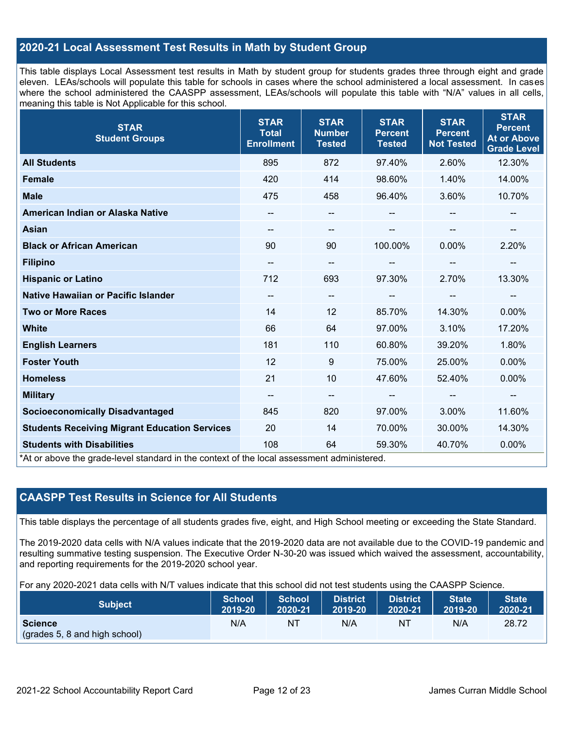## 2020-21 Local Assessment Test Results in Math by Student Group

This table displays Local Assessment test results in Math by student group for students grades three through eight and grade eleven. LEAs/schools will populate this table for schools in cases where the school administered a local assessment. In cases where the school administered the CAASPP assessment, LEAs/schools will populate this table with "N/A" values in all cells, meaning this table is Not Applicable for this school.

| STAR Student Groups | STAR Total Enrollment | STAR Number Tested | STAR Percent Tested | STAR Percent Not Tested | STAR Percent At or Above Grade Level |
|---|---|---|---|---|---|
| **All Students** | 895 | 872 | 97.40% | 2.60% | 12.30% |
| **Female** | 420 | 414 | 98.60% | 1.40% | 14.00% |
| **Male** | 475 | 458 | 96.40% | 3.60% | 10.70% |
| **American Indian or Alaska Native** | -- | -- | -- | -- | -- |
| **Asian** | -- | -- | -- | -- | -- |
| **Black or African American** | 90 | 90 | 100.00% | 0.00% | 2.20% |
| **Filipino** | -- | -- | -- | -- | -- |
| **Hispanic or Latino** | 712 | 693 | 97.30% | 2.70% | 13.30% |
| **Native Hawaiian or Pacific Islander** | -- | -- | -- | -- | -- |
| **Two or More Races** | 14 | 12 | 85.70% | 14.30% | 0.00% |
| **White** | 66 | 64 | 97.00% | 3.10% | 17.20% |
| **English Learners** | 181 | 110 | 60.80% | 39.20% | 1.80% |
| **Foster Youth** | 12 | 9 | 75.00% | 25.00% | 0.00% |
| **Homeless** | 21 | 10 | 47.60% | 52.40% | 0.00% |
| **Military** | -- | -- | -- | -- | -- |
| **Socioeconomically Disadvantaged** | 845 | 820 | 97.00% | 3.00% | 11.60% |
| **Students Receiving Migrant Education Services** | 20 | 14 | 70.00% | 30.00% | 14.30% |
| **Students with Disabilities** | 108 | 64 | 59.30% | 40.70% | 0.00% |

*At or above the grade-level standard in the context of the local assessment administered.

## CAASPP Test Results in Science for All Students

This table displays the percentage of all students grades five, eight, and High School meeting or exceeding the State Standard.

The 2019-2020 data cells with N/A values indicate that the 2019-2020 data are not available due to the COVID-19 pandemic and resulting summative testing suspension. The Executive Order N-30-20 was issued which waived the assessment, accountability, and reporting requirements for the 2019-2020 school year.

For any 2020-2021 data cells with N/T values indicate that this school did not test students using the CAASPP Science.

| Subject | School 2019-20 | School 2020-21 | District 2019-20 | District 2020-21 | State 2019-20 | State 2020-21 |
|---|---|---|---|---|---|---|
| **Science** (grades 5, 8 and high school) | N/A | NT | N/A | NT | N/A | 28.72 |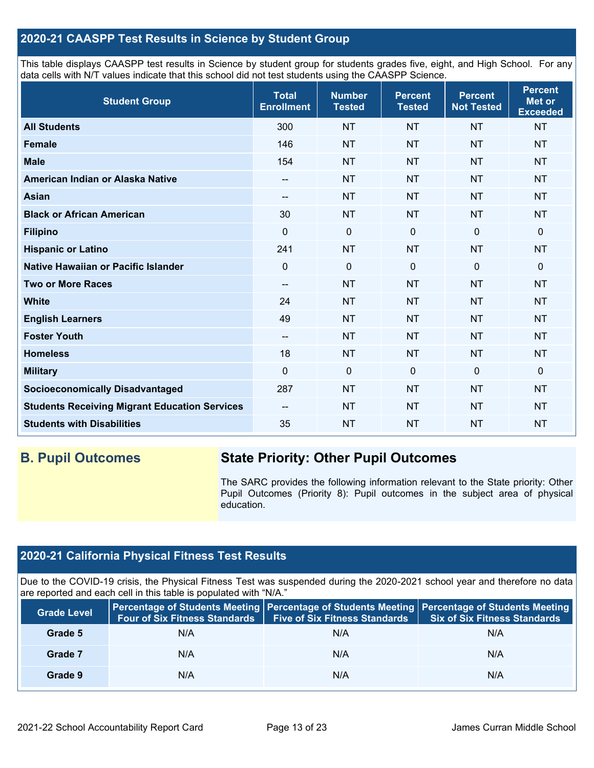## 2020-21 CAASPP Test Results in Science by Student Group

This table displays CAASPP test results in Science by student group for students grades five, eight, and High School. For any data cells with N/T values indicate that this school did not test students using the CAASPP Science.

| Student Group | Total Enrollment | Number Tested | Percent Tested | Percent Not Tested | Percent Met or Exceeded |
|---|---|---|---|---|---|
| **All Students** | 300 | NT | NT | NT | NT |
| **Female** | 146 | NT | NT | NT | NT |
| **Male** | 154 | NT | NT | NT | NT |
| **American Indian or Alaska Native** | -- | NT | NT | NT | NT |
| **Asian** | -- | NT | NT | NT | NT |
| **Black or African American** | 30 | NT | NT | NT | NT |
| **Filipino** | 0 | 0 | 0 | 0 | 0 |
| **Hispanic or Latino** | 241 | NT | NT | NT | NT |
| **Native Hawaiian or Pacific Islander** | 0 | 0 | 0 | 0 | 0 |
| **Two or More Races** | -- | NT | NT | NT | NT |
| **White** | 24 | NT | NT | NT | NT |
| **English Learners** | 49 | NT | NT | NT | NT |
| **Foster Youth** | -- | NT | NT | NT | NT |
| **Homeless** | 18 | NT | NT | NT | NT |
| **Military** | 0 | 0 | 0 | 0 | 0 |
| **Socioeconomically Disadvantaged** | 287 | NT | NT | NT | NT |
| **Students Receiving Migrant Education Services** | -- | NT | NT | NT | NT |
| **Students with Disabilities** | 35 | NT | NT | NT | NT |

## B. Pupil Outcomes

### State Priority: Other Pupil Outcomes

The SARC provides the following information relevant to the State priority: Other Pupil Outcomes (Priority 8): Pupil outcomes in the subject area of physical education.

## 2020-21 California Physical Fitness Test Results

Due to the COVID-19 crisis, the Physical Fitness Test was suspended during the 2020-2021 school year and therefore no data are reported and each cell in this table is populated with "N/A."

| Grade Level | Percentage of Students Meeting Four of Six Fitness Standards | Percentage of Students Meeting Five of Six Fitness Standards | Percentage of Students Meeting Six of Six Fitness Standards |
|---|---|---|---|
| **Grade 5** | N/A | N/A | N/A |
| **Grade 7** | N/A | N/A | N/A |
| **Grade 9** | N/A | N/A | N/A |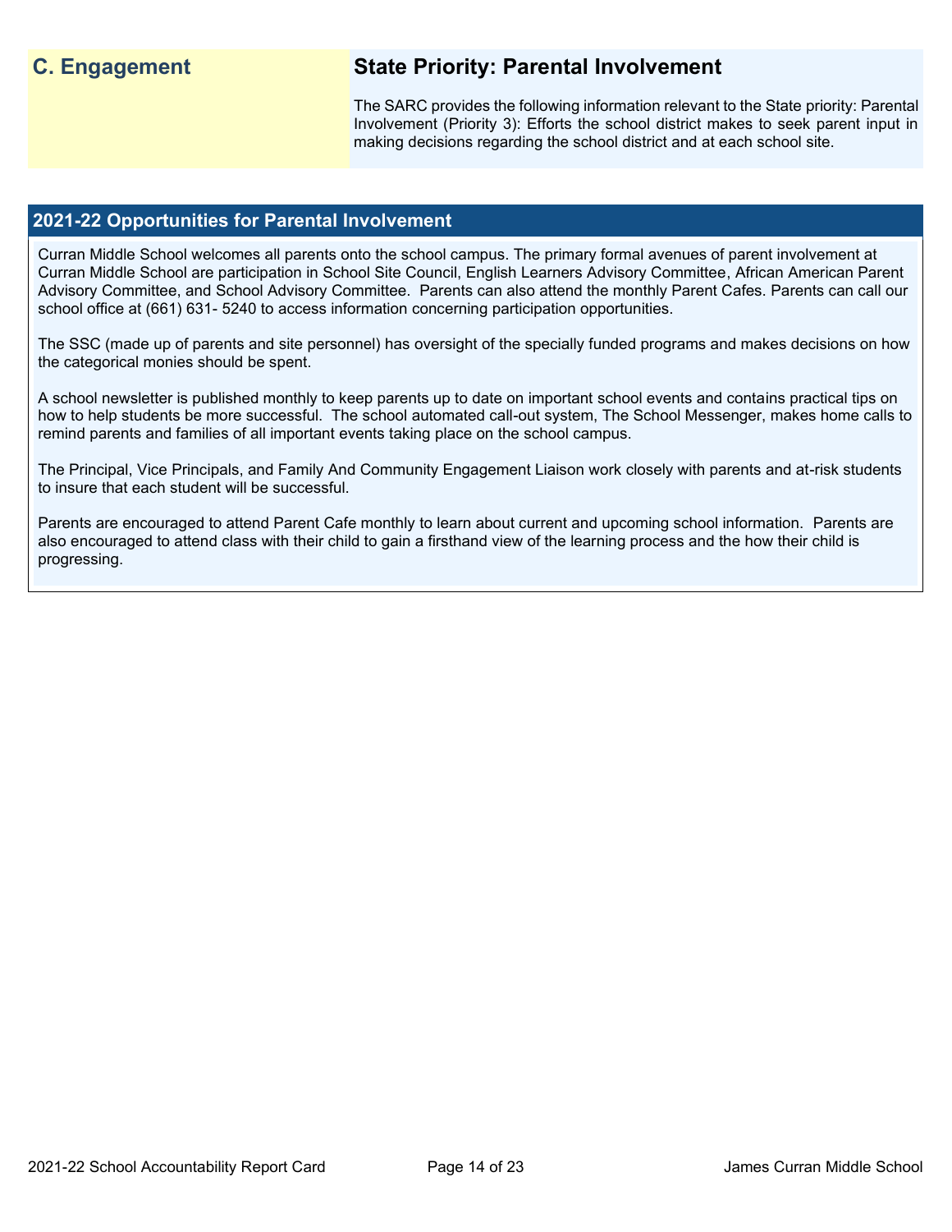## C. Engagement

### State Priority: Parental Involvement

The SARC provides the following information relevant to the State priority: Parental Involvement (Priority 3): Efforts the school district makes to seek parent input in making decisions regarding the school district and at each school site.

### 2021-22 Opportunities for Parental Involvement

Curran Middle School welcomes all parents onto the school campus. The primary formal avenues of parent involvement at Curran Middle School are participation in School Site Council, English Learners Advisory Committee, African American Parent Advisory Committee, and School Advisory Committee. Parents can also attend the monthly Parent Cafes. Parents can call our school office at (661) 631- 5240 to access information concerning participation opportunities.

The SSC (made up of parents and site personnel) has oversight of the specially funded programs and makes decisions on how the categorical monies should be spent.

A school newsletter is published monthly to keep parents up to date on important school events and contains practical tips on how to help students be more successful. The school automated call-out system, The School Messenger, makes home calls to remind parents and families of all important events taking place on the school campus.

The Principal, Vice Principals, and Family And Community Engagement Liaison work closely with parents and at-risk students to insure that each student will be successful.

Parents are encouraged to attend Parent Cafe monthly to learn about current and upcoming school information. Parents are also encouraged to attend class with their child to gain a firsthand view of the learning process and the how their child is progressing.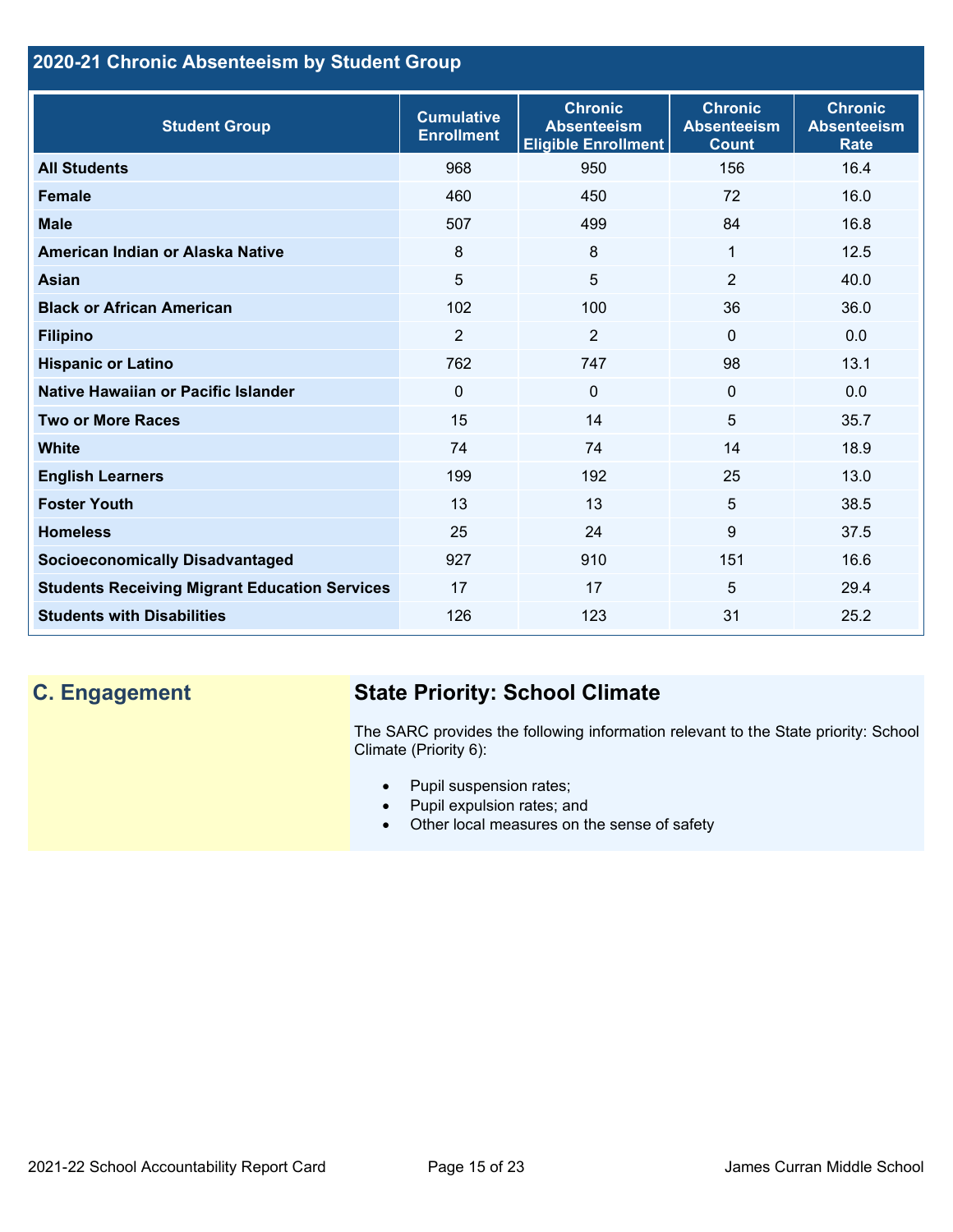## 2020-21 Chronic Absenteeism by Student Group

| Student Group | Cumulative Enrollment | Chronic Absenteeism Eligible Enrollment | Chronic Absenteeism Count | Chronic Absenteeism Rate |
|---|---|---|---|---|
| **All Students** | 968 | 950 | 156 | 16.4 |
| **Female** | 460 | 450 | 72 | 16.0 |
| **Male** | 507 | 499 | 84 | 16.8 |
| **American Indian or Alaska Native** | 8 | 8 | 1 | 12.5 |
| **Asian** | 5 | 5 | 2 | 40.0 |
| **Black or African American** | 102 | 100 | 36 | 36.0 |
| **Filipino** | 2 | 2 | 0 | 0.0 |
| **Hispanic or Latino** | 762 | 747 | 98 | 13.1 |
| **Native Hawaiian or Pacific Islander** | 0 | 0 | 0 | 0.0 |
| **Two or More Races** | 15 | 14 | 5 | 35.7 |
| **White** | 74 | 74 | 14 | 18.9 |
| **English Learners** | 199 | 192 | 25 | 13.0 |
| **Foster Youth** | 13 | 13 | 5 | 38.5 |
| **Homeless** | 25 | 24 | 9 | 37.5 |
| **Socioeconomically Disadvantaged** | 927 | 910 | 151 | 16.6 |
| **Students Receiving Migrant Education Services** | 17 | 17 | 5 | 29.4 |
| **Students with Disabilities** | 126 | 123 | 31 | 25.2 |

## C. Engagement

### State Priority: School Climate

The SARC provides the following information relevant to the State priority: School Climate (Priority 6):

- Pupil suspension rates;
- Pupil expulsion rates; and
- Other local measures on the sense of safety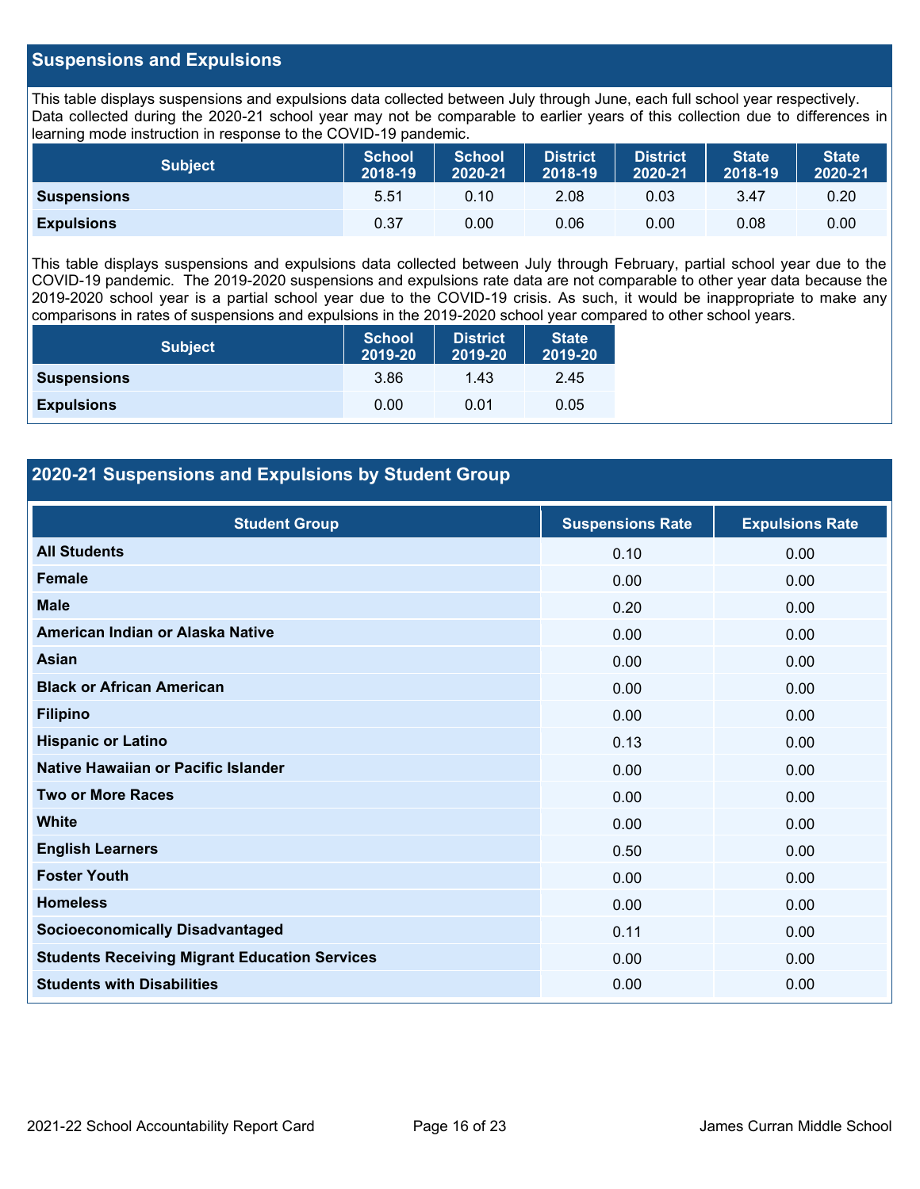## Suspensions and Expulsions

This table displays suspensions and expulsions data collected between July through June, each full school year respectively. Data collected during the 2020-21 school year may not be comparable to earlier years of this collection due to differences in learning mode instruction in response to the COVID-19 pandemic.

| Subject | School 2018-19 | School 2020-21 | District 2018-19 | District 2020-21 | State 2018-19 | State 2020-21 |
|---|---|---|---|---|---|---|
| **Suspensions** | 5.51 | 0.10 | 2.08 | 0.03 | 3.47 | 0.20 |
| **Expulsions** | 0.37 | 0.00 | 0.06 | 0.00 | 0.08 | 0.00 |

This table displays suspensions and expulsions data collected between July through February, partial school year due to the COVID-19 pandemic. The 2019-2020 suspensions and expulsions rate data are not comparable to other year data because the 2019-2020 school year is a partial school year due to the COVID-19 crisis. As such, it would be inappropriate to make any comparisons in rates of suspensions and expulsions in the 2019-2020 school year compared to other school years.

| Subject | School 2019-20 | District 2019-20 | State 2019-20 |
|---|---|---|---|
| **Suspensions** | 3.86 | 1.43 | 2.45 |
| **Expulsions** | 0.00 | 0.01 | 0.05 |

## 2020-21 Suspensions and Expulsions by Student Group

| Student Group | Suspensions Rate | Expulsions Rate |
|---|---|---|
| **All Students** | 0.10 | 0.00 |
| **Female** | 0.00 | 0.00 |
| **Male** | 0.20 | 0.00 |
| **American Indian or Alaska Native** | 0.00 | 0.00 |
| **Asian** | 0.00 | 0.00 |
| **Black or African American** | 0.00 | 0.00 |
| **Filipino** | 0.00 | 0.00 |
| **Hispanic or Latino** | 0.13 | 0.00 |
| **Native Hawaiian or Pacific Islander** | 0.00 | 0.00 |
| **Two or More Races** | 0.00 | 0.00 |
| **White** | 0.00 | 0.00 |
| **English Learners** | 0.50 | 0.00 |
| **Foster Youth** | 0.00 | 0.00 |
| **Homeless** | 0.00 | 0.00 |
| **Socioeconomically Disadvantaged** | 0.11 | 0.00 |
| **Students Receiving Migrant Education Services** | 0.00 | 0.00 |
| **Students with Disabilities** | 0.00 | 0.00 |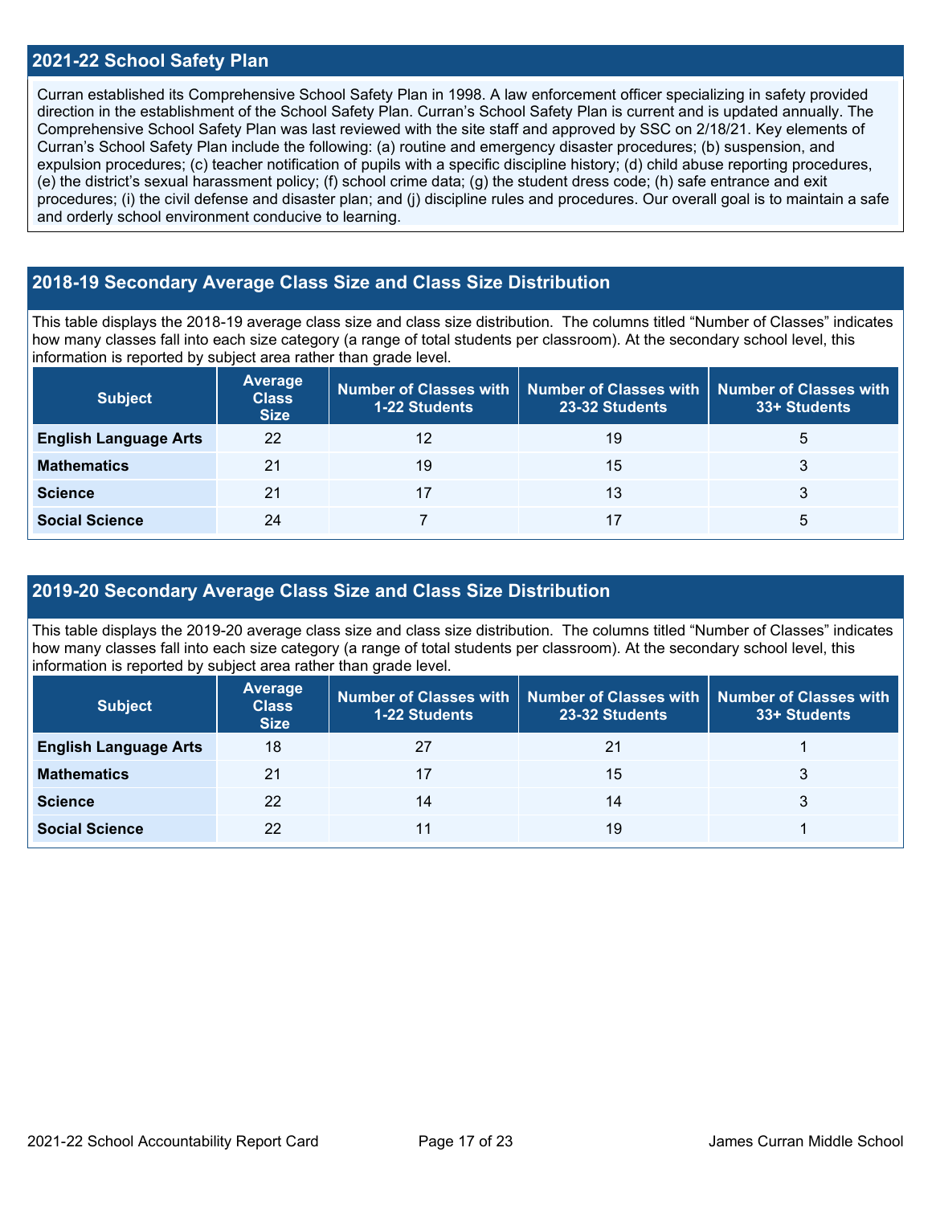## 2021-22 School Safety Plan

Curran established its Comprehensive School Safety Plan in 1998. A law enforcement officer specializing in safety provided direction in the establishment of the School Safety Plan. Curran's School Safety Plan is current and is updated annually. The Comprehensive School Safety Plan was last reviewed with the site staff and approved by SSC on 2/18/21. Key elements of Curran's School Safety Plan include the following: (a) routine and emergency disaster procedures; (b) suspension, and expulsion procedures; (c) teacher notification of pupils with a specific discipline history; (d) child abuse reporting procedures, (e) the district's sexual harassment policy; (f) school crime data; (g) the student dress code; (h) safe entrance and exit procedures; (i) the civil defense and disaster plan; and (j) discipline rules and procedures. Our overall goal is to maintain a safe and orderly school environment conducive to learning.

## 2018-19 Secondary Average Class Size and Class Size Distribution

This table displays the 2018-19 average class size and class size distribution. The columns titled "Number of Classes" indicates how many classes fall into each size category (a range of total students per classroom). At the secondary school level, this information is reported by subject area rather than grade level.

| Subject | Average Class Size | Number of Classes with 1-22 Students | Number of Classes with 23-32 Students | Number of Classes with 33+ Students |
|---|---|---|---|---|
| **English Language Arts** | 22 | 12 | 19 | 5 |
| **Mathematics** | 21 | 19 | 15 | 3 |
| **Science** | 21 | 17 | 13 | 3 |
| **Social Science** | 24 | 7 | 17 | 5 |

## 2019-20 Secondary Average Class Size and Class Size Distribution

This table displays the 2019-20 average class size and class size distribution. The columns titled "Number of Classes" indicates how many classes fall into each size category (a range of total students per classroom). At the secondary school level, this information is reported by subject area rather than grade level.

| Subject | Average Class Size | Number of Classes with 1-22 Students | Number of Classes with 23-32 Students | Number of Classes with 33+ Students |
|---|---|---|---|---|
| **English Language Arts** | 18 | 27 | 21 | 1 |
| **Mathematics** | 21 | 17 | 15 | 3 |
| **Science** | 22 | 14 | 14 | 3 |
| **Social Science** | 22 | 11 | 19 | 1 |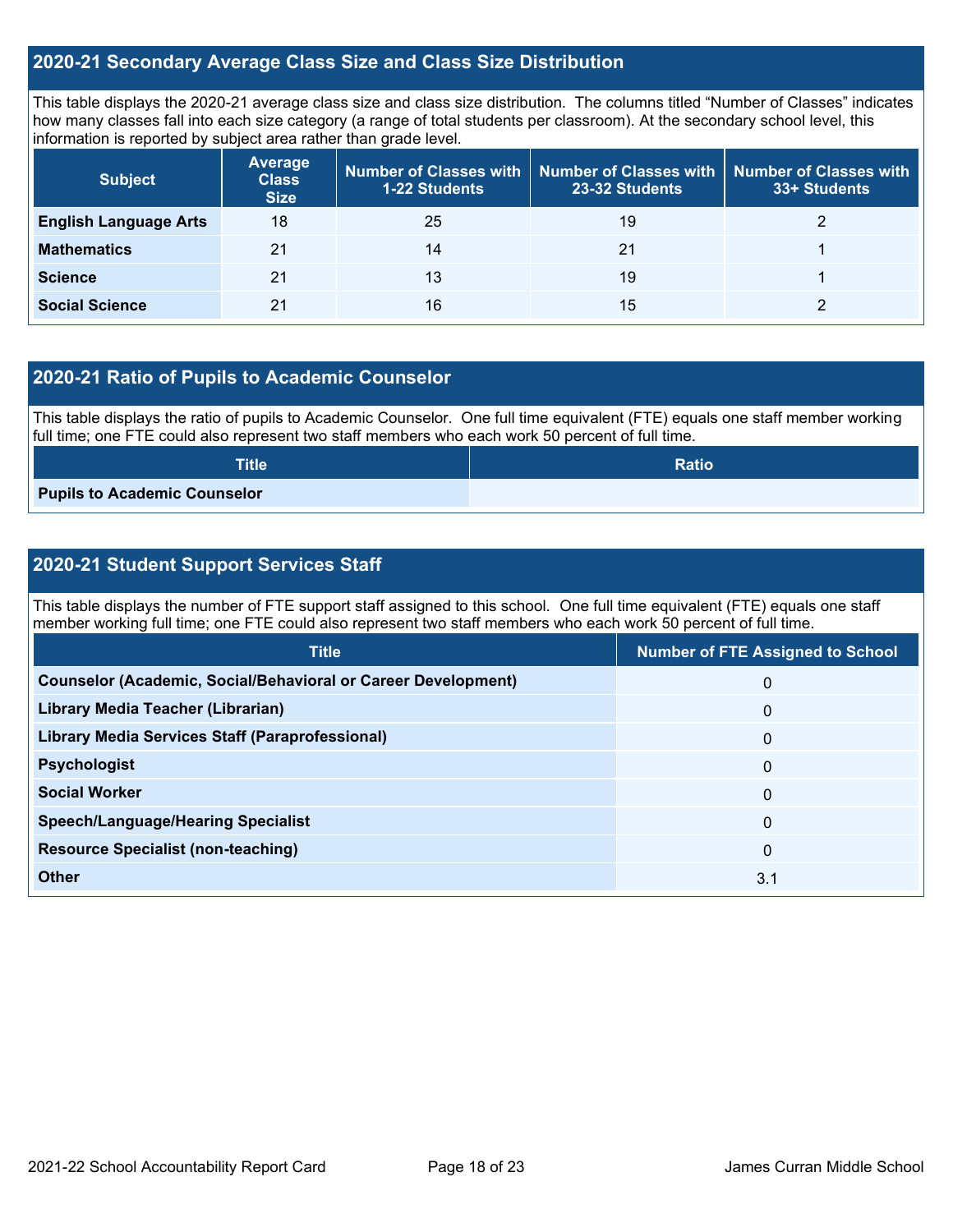## 2020-21 Secondary Average Class Size and Class Size Distribution

This table displays the 2020-21 average class size and class size distribution. The columns titled "Number of Classes" indicates how many classes fall into each size category (a range of total students per classroom). At the secondary school level, this information is reported by subject area rather than grade level.

| Subject | Average Class Size | Number of Classes with 1-22 Students | Number of Classes with 23-32 Students | Number of Classes with 33+ Students |
|---|---|---|---|---|
| **English Language Arts** | 18 | 25 | 19 | 2 |
| **Mathematics** | 21 | 14 | 21 | 1 |
| **Science** | 21 | 13 | 19 | 1 |
| **Social Science** | 21 | 16 | 15 | 2 |

## 2020-21 Ratio of Pupils to Academic Counselor

This table displays the ratio of pupils to Academic Counselor. One full time equivalent (FTE) equals one staff member working full time; one FTE could also represent two staff members who each work 50 percent of full time.

| Title | Ratio |
|---|---|
| **Pupils to Academic Counselor** | |

## 2020-21 Student Support Services Staff

This table displays the number of FTE support staff assigned to this school. One full time equivalent (FTE) equals one staff member working full time; one FTE could also represent two staff members who each work 50 percent of full time.

| Title | Number of FTE Assigned to School |
|---|---|
| **Counselor (Academic, Social/Behavioral or Career Development)** | 0 |
| **Library Media Teacher (Librarian)** | 0 |
| **Library Media Services Staff (Paraprofessional)** | 0 |
| **Psychologist** | 0 |
| **Social Worker** | 0 |
| **Speech/Language/Hearing Specialist** | 0 |
| **Resource Specialist (non-teaching)** | 0 |
| **Other** | 3.1 |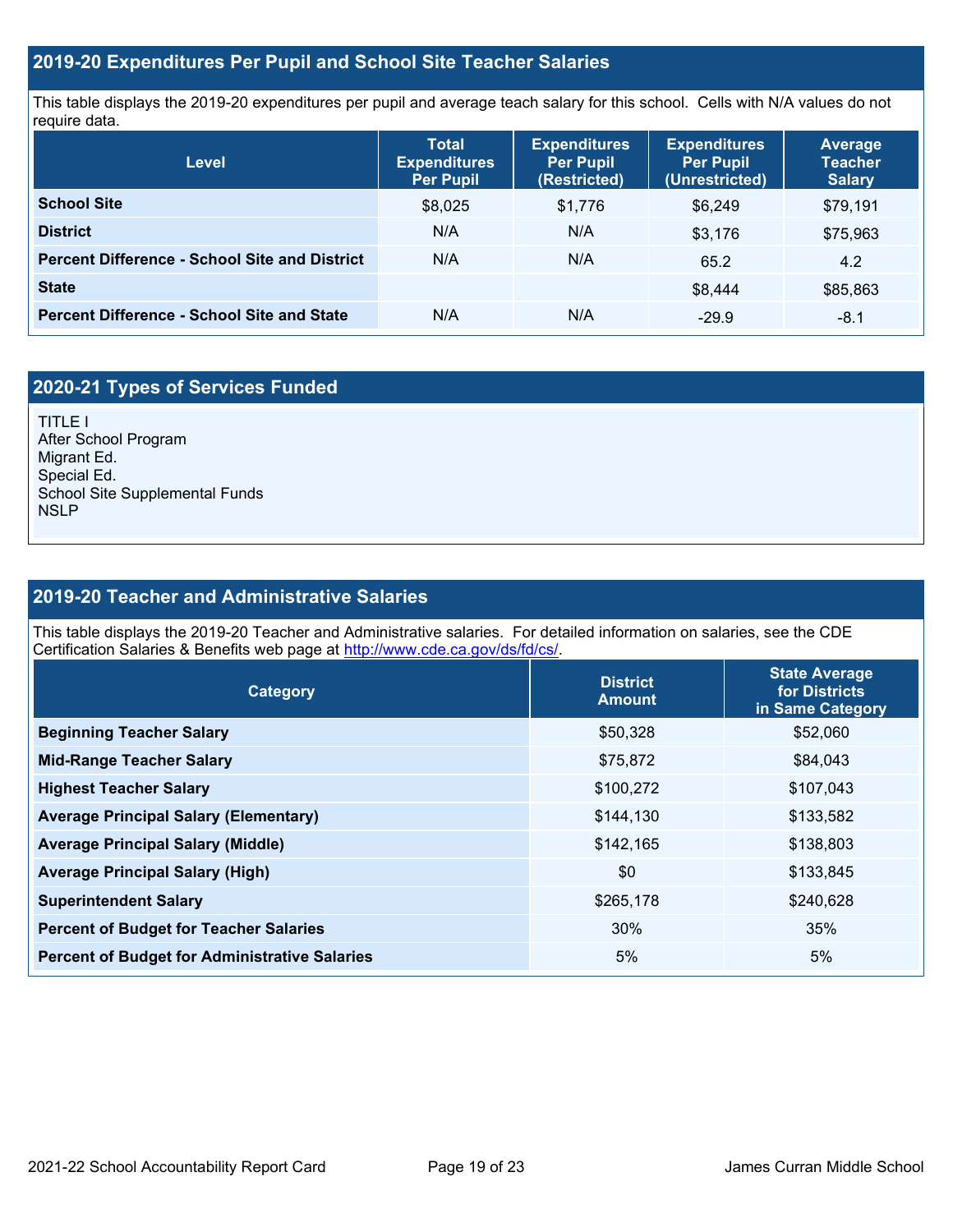## 2019-20 Expenditures Per Pupil and School Site Teacher Salaries

This table displays the 2019-20 expenditures per pupil and average teach salary for this school. Cells with N/A values do not require data.

| Level | Total Expenditures Per Pupil | Expenditures Per Pupil (Restricted) | Expenditures Per Pupil (Unrestricted) | Average Teacher Salary |
|---|---|---|---|---|
| **School Site** | $8,025 | $1,776 | $6,249 | $79,191 |
| **District** | N/A | N/A | $3,176 | $75,963 |
| **Percent Difference - School Site and District** | N/A | N/A | 65.2 | 4.2 |
| **State** | | | $8,444 | $85,863 |
| **Percent Difference - School Site and State** | N/A | N/A | -29.9 | -8.1 |

## 2020-21 Types of Services Funded

TITLE I
After School Program
Migrant Ed.
Special Ed.
School Site Supplemental Funds
NSLP

## 2019-20 Teacher and Administrative Salaries

This table displays the 2019-20 Teacher and Administrative salaries. For detailed information on salaries, see the CDE Certification Salaries & Benefits web page at http://www.cde.ca.gov/ds/fd/cs/.

| Category | District Amount | State Average for Districts in Same Category |
|---|---|---|
| **Beginning Teacher Salary** | $50,328 | $52,060 |
| **Mid-Range Teacher Salary** | $75,872 | $84,043 |
| **Highest Teacher Salary** | $100,272 | $107,043 |
| **Average Principal Salary (Elementary)** | $144,130 | $133,582 |
| **Average Principal Salary (Middle)** | $142,165 | $138,803 |
| **Average Principal Salary (High)** | $0 | $133,845 |
| **Superintendent Salary** | $265,178 | $240,628 |
| **Percent of Budget for Teacher Salaries** | 30% | 35% |
| **Percent of Budget for Administrative Salaries** | 5% | 5% |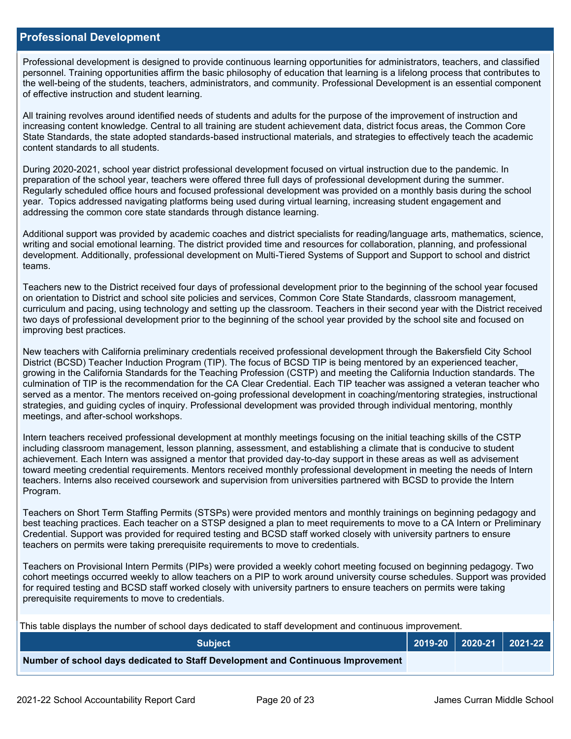## Professional Development

Professional development is designed to provide continuous learning opportunities for administrators, teachers, and classified personnel. Training opportunities affirm the basic philosophy of education that learning is a lifelong process that contributes to the well-being of the students, teachers, administrators, and community. Professional Development is an essential component of effective instruction and student learning.

All training revolves around identified needs of students and adults for the purpose of the improvement of instruction and increasing content knowledge. Central to all training are student achievement data, district focus areas, the Common Core State Standards, the state adopted standards-based instructional materials, and strategies to effectively teach the academic content standards to all students.

During 2020-2021, school year district professional development focused on virtual instruction due to the pandemic. In preparation of the school year, teachers were offered three full days of professional development during the summer. Regularly scheduled office hours and focused professional development was provided on a monthly basis during the school year. Topics addressed navigating platforms being used during virtual learning, increasing student engagement and addressing the common core state standards through distance learning.

Additional support was provided by academic coaches and district specialists for reading/language arts, mathematics, science, writing and social emotional learning. The district provided time and resources for collaboration, planning, and professional development. Additionally, professional development on Multi-Tiered Systems of Support and Support to school and district teams.

Teachers new to the District received four days of professional development prior to the beginning of the school year focused on orientation to District and school site policies and services, Common Core State Standards, classroom management, curriculum and pacing, using technology and setting up the classroom. Teachers in their second year with the District received two days of professional development prior to the beginning of the school year provided by the school site and focused on improving best practices.

New teachers with California preliminary credentials received professional development through the Bakersfield City School District (BCSD) Teacher Induction Program (TIP). The focus of BCSD TIP is being mentored by an experienced teacher, growing in the California Standards for the Teaching Profession (CSTP) and meeting the California Induction standards. The culmination of TIP is the recommendation for the CA Clear Credential. Each TIP teacher was assigned a veteran teacher who served as a mentor. The mentors received on-going professional development in coaching/mentoring strategies, instructional strategies, and guiding cycles of inquiry. Professional development was provided through individual mentoring, monthly meetings, and after-school workshops.

Intern teachers received professional development at monthly meetings focusing on the initial teaching skills of the CSTP including classroom management, lesson planning, assessment, and establishing a climate that is conducive to student achievement. Each Intern was assigned a mentor that provided day-to-day support in these areas as well as advisement toward meeting credential requirements. Mentors received monthly professional development in meeting the needs of Intern teachers. Interns also received coursework and supervision from universities partnered with BCSD to provide the Intern Program.

Teachers on Short Term Staffing Permits (STSPs) were provided mentors and monthly trainings on beginning pedagogy and best teaching practices. Each teacher on a STSP designed a plan to meet requirements to move to a CA Intern or Preliminary Credential. Support was provided for required testing and BCSD staff worked closely with university partners to ensure teachers on permits were taking prerequisite requirements to move to credentials.

Teachers on Provisional Intern Permits (PIPs) were provided a weekly cohort meeting focused on beginning pedagogy. Two cohort meetings occurred weekly to allow teachers on a PIP to work around university course schedules. Support was provided for required testing and BCSD staff worked closely with university partners to ensure teachers on permits were taking prerequisite requirements to move to credentials.

This table displays the number of school days dedicated to staff development and continuous improvement.

| Subject | 2019-20 | 2020-21 | 2021-22 |
|---|---|---|---|
| **Number of school days dedicated to Staff Development and Continuous Improvement** | | | |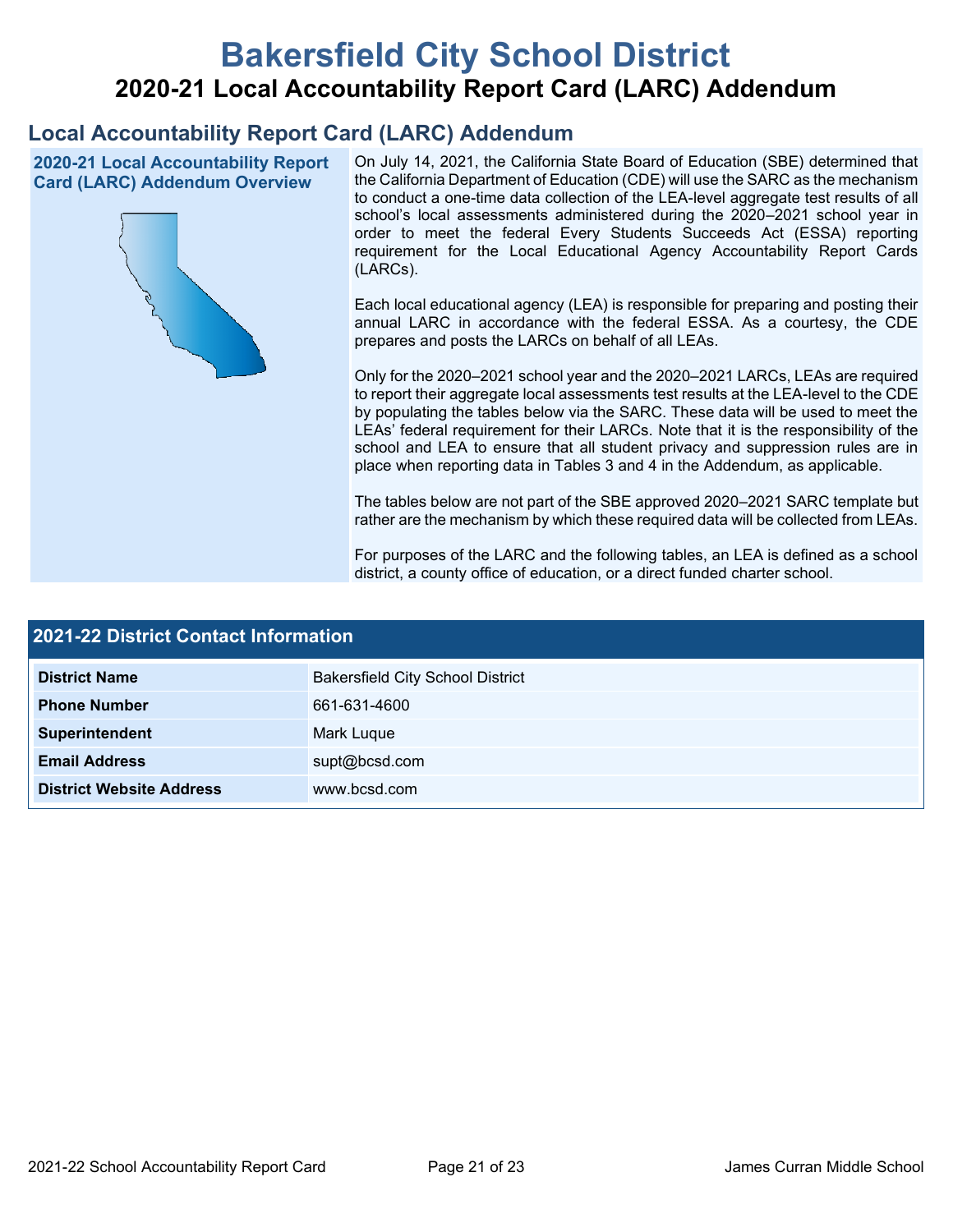# Bakersfield City School District

## 2020-21 Local Accountability Report Card (LARC) Addendum

## Local Accountability Report Card (LARC) Addendum

### 2020-21 Local Accountability Report Card (LARC) Addendum Overview

On July 14, 2021, the California State Board of Education (SBE) determined that the California Department of Education (CDE) will use the SARC as the mechanism to conduct a one-time data collection of the LEA-level aggregate test results of all school's local assessments administered during the 2020–2021 school year in order to meet the federal Every Students Succeeds Act (ESSA) reporting requirement for the Local Educational Agency Accountability Report Cards (LARCs).

Each local educational agency (LEA) is responsible for preparing and posting their annual LARC in accordance with the federal ESSA. As a courtesy, the CDE prepares and posts the LARCs on behalf of all LEAs.

Only for the 2020–2021 school year and the 2020–2021 LARCs, LEAs are required to report their aggregate local assessments test results at the LEA-level to the CDE by populating the tables below via the SARC. These data will be used to meet the LEAs' federal requirement for their LARCs. Note that it is the responsibility of the school and LEA to ensure that all student privacy and suppression rules are in place when reporting data in Tables 3 and 4 in the Addendum, as applicable.

The tables below are not part of the SBE approved 2020–2021 SARC template but rather are the mechanism by which these required data will be collected from LEAs.

For purposes of the LARC and the following tables, an LEA is defined as a school district, a county office of education, or a direct funded charter school.

### 2021-22 District Contact Information

| 2021-22 District Contact Information | |
|---|---|
| District Name | Bakersfield City School District |
| Phone Number | 661-631-4600 |
| Superintendent | Mark Luque |
| Email Address | supt@bcsd.com |
| District Website Address | www.bcsd.com |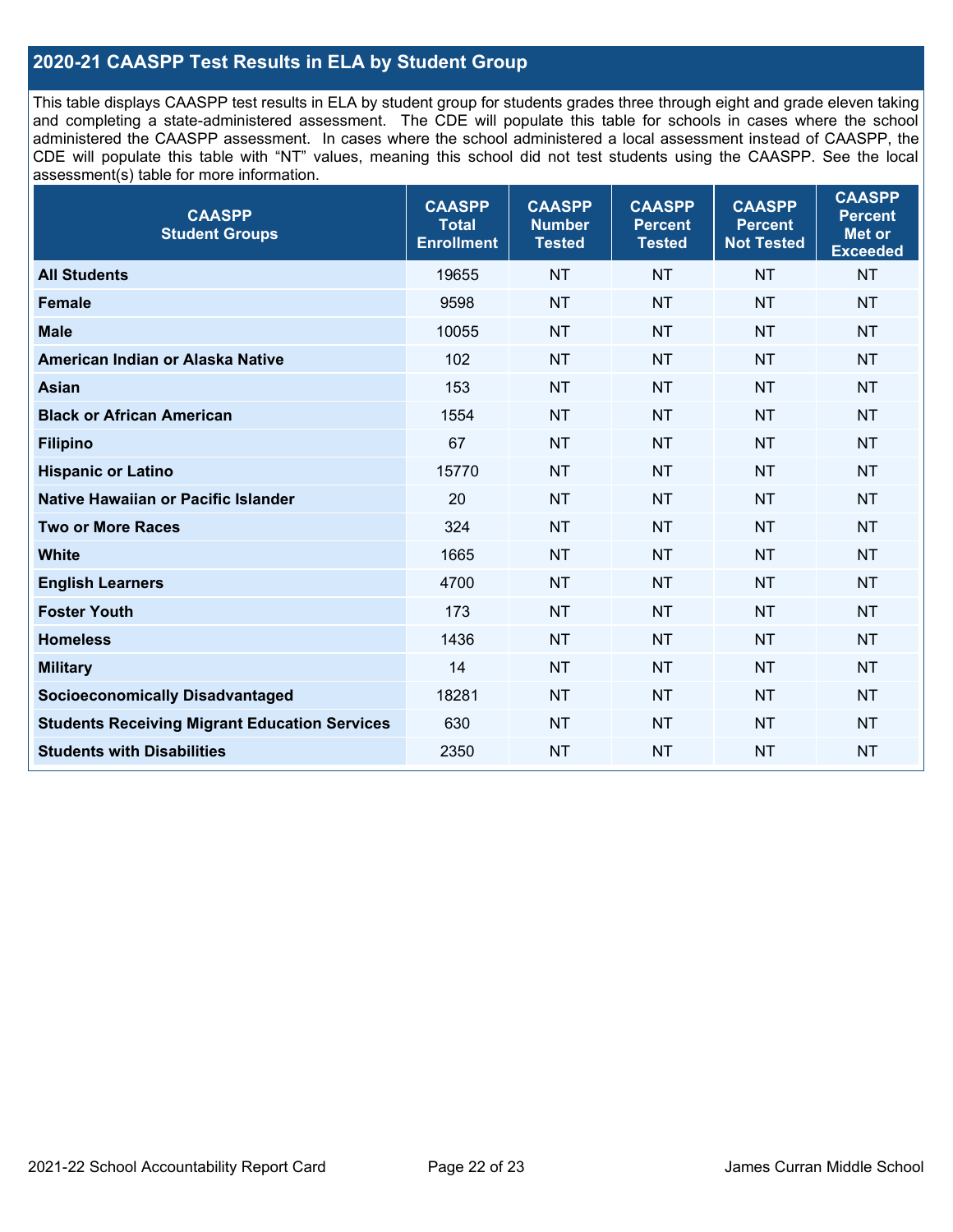## 2020-21 CAASPP Test Results in ELA by Student Group

This table displays CAASPP test results in ELA by student group for students grades three through eight and grade eleven taking and completing a state-administered assessment. The CDE will populate this table for schools in cases where the school administered the CAASPP assessment. In cases where the school administered a local assessment instead of CAASPP, the CDE will populate this table with "NT" values, meaning this school did not test students using the CAASPP. See the local assessment(s) table for more information.

| CAASPP Student Groups | CAASPP Total Enrollment | CAASPP Number Tested | CAASPP Percent Tested | CAASPP Percent Not Tested | CAASPP Percent Met or Exceeded |
|---|---|---|---|---|---|
| **All Students** | 19655 | NT | NT | NT | NT |
| **Female** | 9598 | NT | NT | NT | NT |
| **Male** | 10055 | NT | NT | NT | NT |
| **American Indian or Alaska Native** | 102 | NT | NT | NT | NT |
| **Asian** | 153 | NT | NT | NT | NT |
| **Black or African American** | 1554 | NT | NT | NT | NT |
| **Filipino** | 67 | NT | NT | NT | NT |
| **Hispanic or Latino** | 15770 | NT | NT | NT | NT |
| **Native Hawaiian or Pacific Islander** | 20 | NT | NT | NT | NT |
| **Two or More Races** | 324 | NT | NT | NT | NT |
| **White** | 1665 | NT | NT | NT | NT |
| **English Learners** | 4700 | NT | NT | NT | NT |
| **Foster Youth** | 173 | NT | NT | NT | NT |
| **Homeless** | 1436 | NT | NT | NT | NT |
| **Military** | 14 | NT | NT | NT | NT |
| **Socioeconomically Disadvantaged** | 18281 | NT | NT | NT | NT |
| **Students Receiving Migrant Education Services** | 630 | NT | NT | NT | NT |
| **Students with Disabilities** | 2350 | NT | NT | NT | NT |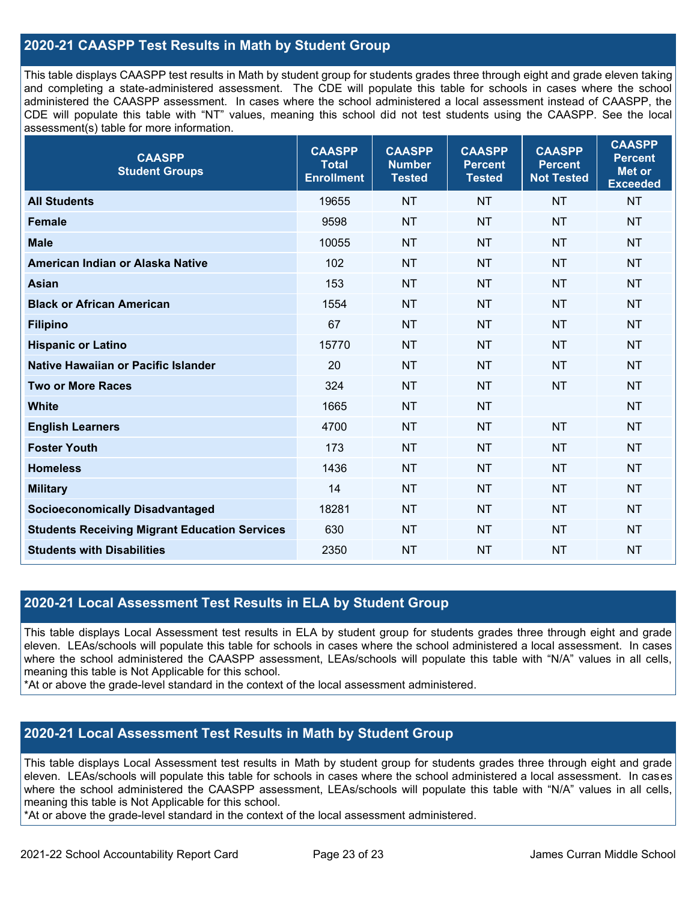## 2020-21 CAASPP Test Results in Math by Student Group

This table displays CAASPP test results in Math by student group for students grades three through eight and grade eleven taking and completing a state-administered assessment. The CDE will populate this table for schools in cases where the school administered the CAASPP assessment. In cases where the school administered a local assessment instead of CAASPP, the CDE will populate this table with "NT" values, meaning this school did not test students using the CAASPP. See the local assessment(s) table for more information.

| CAASPP Student Groups | CAASPP Total Enrollment | CAASPP Number Tested | CAASPP Percent Tested | CAASPP Percent Not Tested | CAASPP Percent Met or Exceeded |
|---|---|---|---|---|---|
| **All Students** | 19655 | NT | NT | NT | NT |
| **Female** | 9598 | NT | NT | NT | NT |
| **Male** | 10055 | NT | NT | NT | NT |
| **American Indian or Alaska Native** | 102 | NT | NT | NT | NT |
| **Asian** | 153 | NT | NT | NT | NT |
| **Black or African American** | 1554 | NT | NT | NT | NT |
| **Filipino** | 67 | NT | NT | NT | NT |
| **Hispanic or Latino** | 15770 | NT | NT | NT | NT |
| **Native Hawaiian or Pacific Islander** | 20 | NT | NT | NT | NT |
| **Two or More Races** | 324 | NT | NT | NT | NT |
| **White** | 1665 | NT | NT | | NT |
| **English Learners** | 4700 | NT | NT | NT | NT |
| **Foster Youth** | 173 | NT | NT | NT | NT |
| **Homeless** | 1436 | NT | NT | NT | NT |
| **Military** | 14 | NT | NT | NT | NT |
| **Socioeconomically Disadvantaged** | 18281 | NT | NT | NT | NT |
| **Students Receiving Migrant Education Services** | 630 | NT | NT | NT | NT |
| **Students with Disabilities** | 2350 | NT | NT | NT | NT |

## 2020-21 Local Assessment Test Results in ELA by Student Group

This table displays Local Assessment test results in ELA by student group for students grades three through eight and grade eleven. LEAs/schools will populate this table for schools in cases where the school administered a local assessment. In cases where the school administered the CAASPP assessment, LEAs/schools will populate this table with "N/A" values in all cells, meaning this table is Not Applicable for this school.
*At or above the grade-level standard in the context of the local assessment administered.

## 2020-21 Local Assessment Test Results in Math by Student Group

This table displays Local Assessment test results in Math by student group for students grades three through eight and grade eleven. LEAs/schools will populate this table for schools in cases where the school administered a local assessment. In cases where the school administered the CAASPP assessment, LEAs/schools will populate this table with "N/A" values in all cells, meaning this table is Not Applicable for this school.
*At or above the grade-level standard in the context of the local assessment administered.